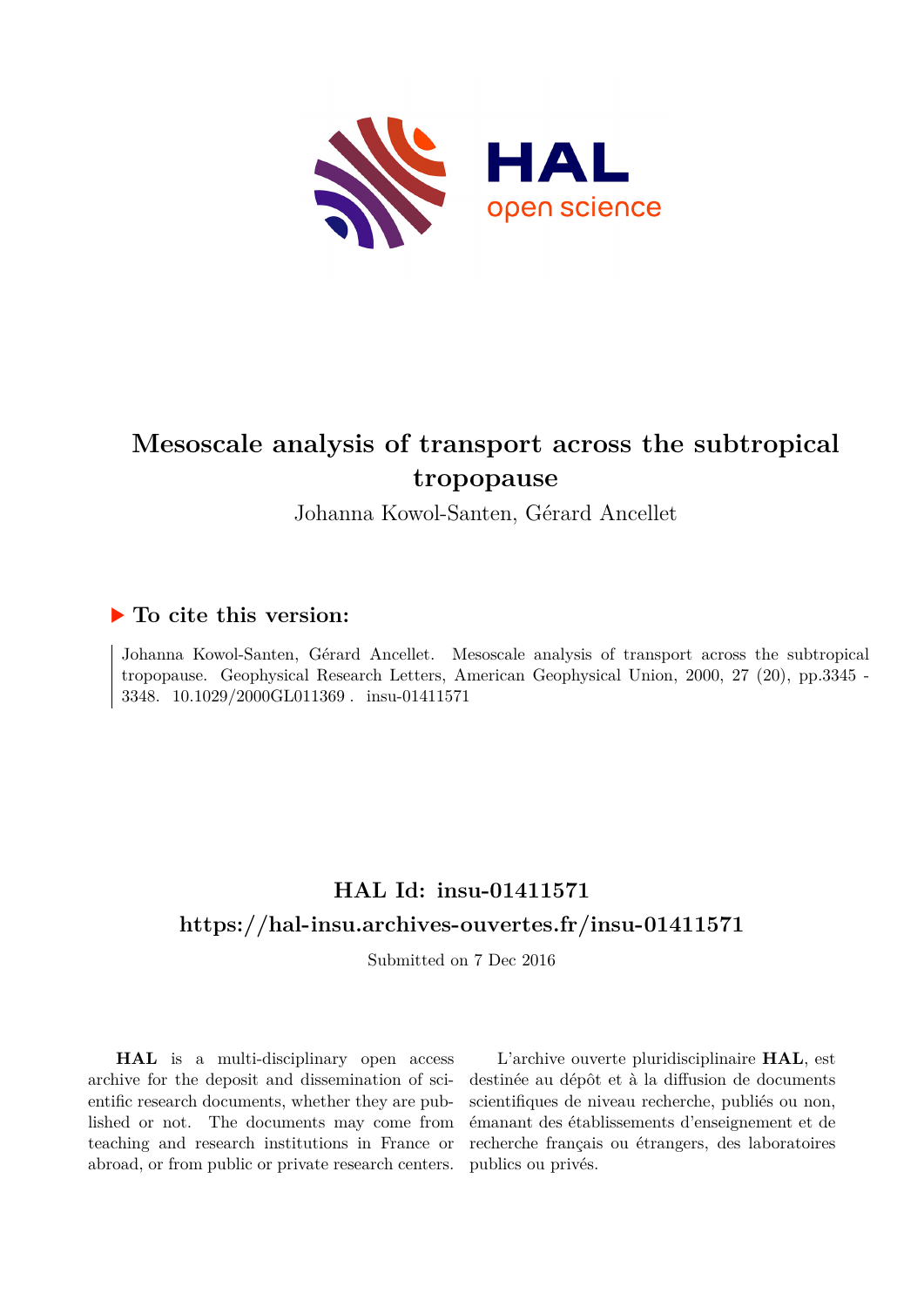# Mesoscale analysis of transport across the subtropical tropopause

Johanna Kowol-Santen, Gérard Ancellet

## ▶ To cite this version:

Johanna Kowol-Santen, Gérard Ancellet. Mesoscale analysis of transport across the subtropical tropopause. Geophysical Research Letters, American Geophysical Union, 2000, 27 (20), pp.3345 - 3348. 10.1029/2000GL011369 . insu-01411571

## HAL Id: insu-01411571

## https://hal-insu.archives-ouvertes.fr/insu-01411571

Submitted on 7 Dec 2016

**HAL** is a multi-disciplinary open access archive for the deposit and dissemination of scientific research documents, whether they are published or not. The documents may come from teaching and research institutions in France or abroad, or from public or private research centers.

L'archive ouverte pluridisciplinaire **HAL**, est destinée au dépôt et à la diffusion de documents scientifiques de niveau recherche, publiés ou non, émanant des établissements d'enseignement et de recherche français ou étrangers, des laboratoires publics ou privés.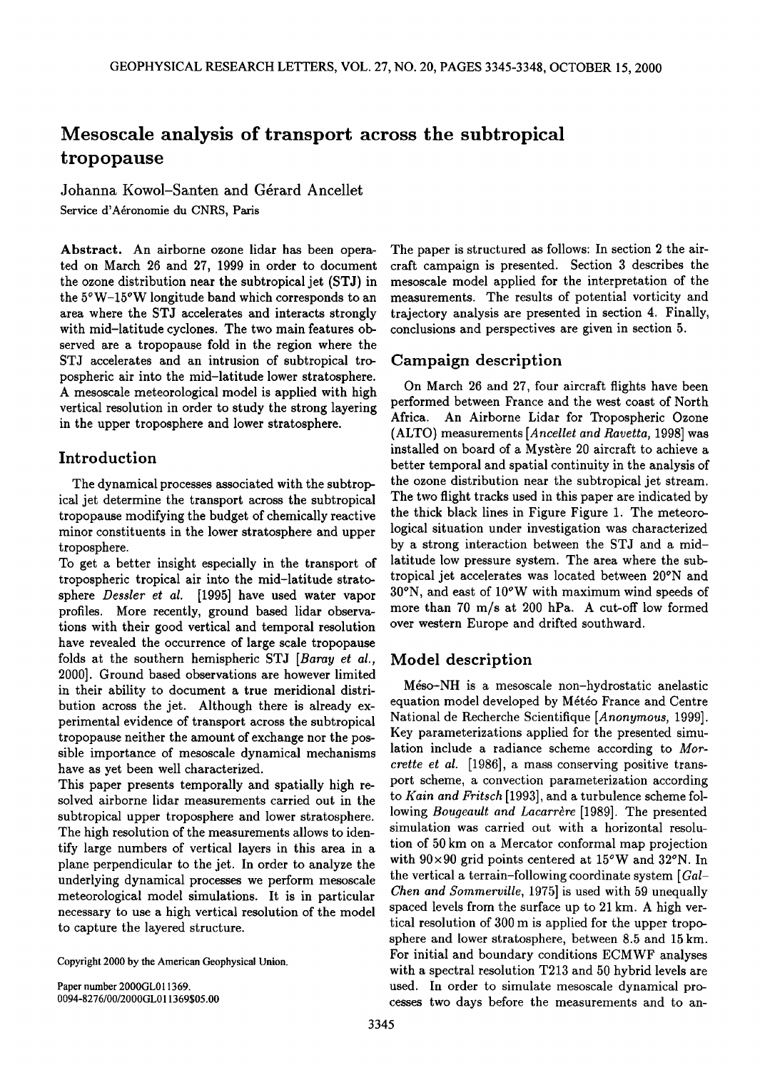# Mesoscale analysis of transport across the subtropical tropopause

Johanna Kowol–Santen and Gérard Ancellet

Service d'Aéronomie du CNRS, Paris

**Abstract.** An airborne ozone lidar has been operated on March 26 and 27, 1999 in order to document the ozone distribution near the subtropical jet (STJ) in the 5°W–15°W longitude band which corresponds to an area where the STJ accelerates and interacts strongly with mid–latitude cyclones. The two main features observed are a tropopause fold in the region where the STJ accelerates and an intrusion of subtropical tropospheric air into the mid–latitude lower stratosphere. A mesoscale meteorological model is applied with high vertical resolution in order to study the strong layering in the upper troposphere and lower stratosphere.

## Introduction

The dynamical processes associated with the subtropical jet determine the transport across the subtropical tropopause modifying the budget of chemically reactive minor constituents in the lower stratosphere and upper troposphere.

To get a better insight especially in the transport of tropospheric tropical air into the mid–latitude stratosphere *Dessler et al.* [1995] have used water vapor profiles. More recently, ground based lidar observations with their good vertical and temporal resolution have revealed the occurrence of large scale tropopause folds at the southern hemispheric STJ [*Baray et al.*, 2000]. Ground based observations are however limited in their ability to document a true meridional distribution across the jet. Although there is already experimental evidence of transport across the subtropical tropopause neither the amount of exchange nor the possible importance of mesoscale dynamical mechanisms have as yet been well characterized.

This paper presents temporally and spatially high resolved airborne lidar measurements carried out in the subtropical upper troposphere and lower stratosphere. The high resolution of the measurements allows to identify large numbers of vertical layers in this area in a plane perpendicular to the jet. In order to analyze the underlying dynamical processes we perform mesoscale meteorological model simulations. It is in particular necessary to use a high vertical resolution of the model to capture the layered structure.

Copyright 2000 by the American Geophysical Union.

Paper number 2000GL011369.
0094-8276/00/2000GL011369$05.00

The paper is structured as follows: In section 2 the aircraft campaign is presented. Section 3 describes the mesoscale model applied for the interpretation of the measurements. The results of potential vorticity and trajectory analysis are presented in section 4. Finally, conclusions and perspectives are given in section 5.

## Campaign description

On March 26 and 27, four aircraft flights have been performed between France and the west coast of North Africa. An Airborne Lidar for Tropospheric Ozone (ALTO) measurements [*Ancellet and Ravetta*, 1998] was installed on board of a Mystère 20 aircraft to achieve a better temporal and spatial continuity in the analysis of the ozone distribution near the subtropical jet stream. The two flight tracks used in this paper are indicated by the thick black lines in Figure Figure 1. The meteorological situation under investigation was characterized by a strong interaction between the STJ and a mid–latitude low pressure system. The area where the subtropical jet accelerates was located between 20°N and 30°N, and east of 10°W with maximum wind speeds of more than 70 m/s at 200 hPa. A cut-off low formed over western Europe and drifted southward.

## Model description

Méso–NH is a mesoscale non–hydrostatic anelastic equation model developed by Météo France and Centre National de Recherche Scientifique [*Anonymous*, 1999]. Key parameterizations applied for the presented simulation include a radiance scheme according to *Morcrette et al.* [1986], a mass conserving positive transport scheme, a convection parameterization according to *Kain and Fritsch* [1993], and a turbulence scheme following *Bougeault and Lacarrère* [1989]. The presented simulation was carried out with a horizontal resolution of 50 km on a Mercator conformal map projection with 90×90 grid points centered at 15°W and 32°N. In the vertical a terrain–following coordinate system [*Gal–Chen and Sommerville*, 1975] is used with 59 unequally spaced levels from the surface up to 21 km. A high vertical resolution of 300 m is applied for the upper troposphere and lower stratosphere, between 8.5 and 15 km. For initial and boundary conditions ECMWF analyses with a spectral resolution T213 and 50 hybrid levels are used. In order to simulate mesoscale dynamical processes two days before the measurements and to an-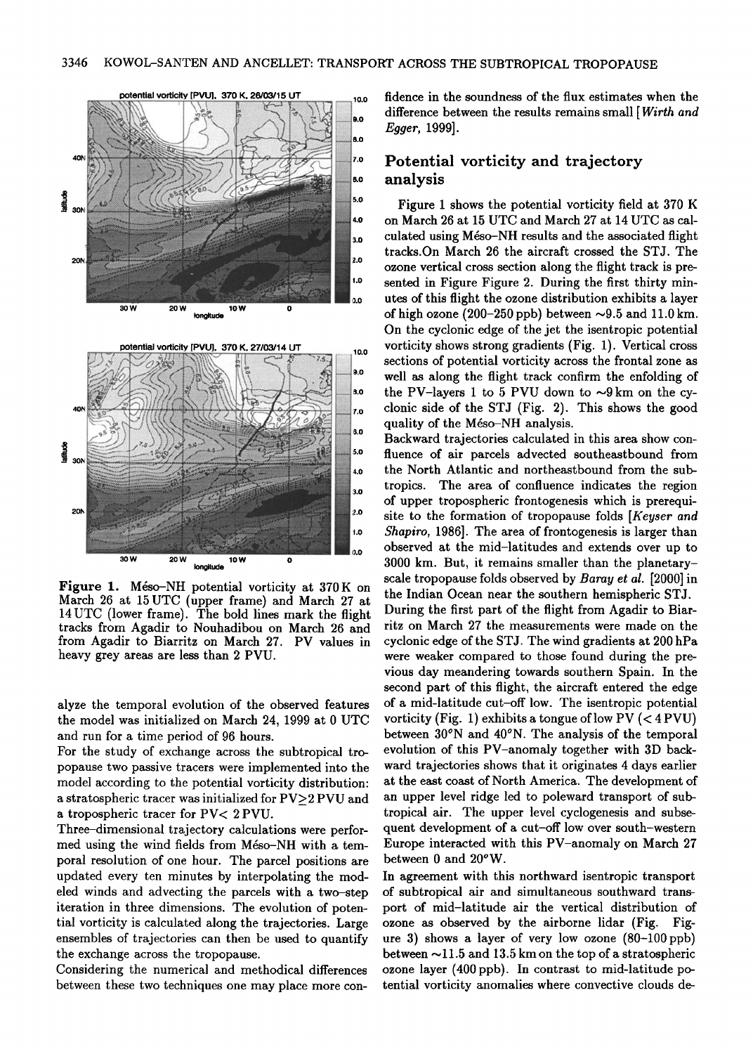Figure 1. Méso–NH potential vorticity at 370 K on March 26 at 15 UTC (upper frame) and March 27 at 14 UTC (lower frame). The bold lines mark the flight tracks from Agadir to Nouhadibou on March 26 and from Agadir to Biarritz on March 27. PV values in heavy grey areas are less than 2 PVU.

alyze the temporal evolution of the observed features the model was initialized on March 24, 1999 at 0 UTC and run for a time period of 96 hours.

For the study of exchange across the subtropical tropopause two passive tracers were implemented into the model according to the potential vorticity distribution: a stratospheric tracer was initialized for PV≥2 PVU and a tropospheric tracer for PV< 2 PVU.

Three–dimensional trajectory calculations were performed using the wind fields from Méso–NH with a temporal resolution of one hour. The parcel positions are updated every ten minutes by interpolating the modeled winds and advecting the parcels with a two–step iteration in three dimensions. The evolution of potential vorticity is calculated along the trajectories. Large ensembles of trajectories can then be used to quantify the exchange across the tropopause.

Considering the numerical and methodical differences between these two techniques one may place more confidence in the soundness of the flux estimates when the difference between the results remains small [*Wirth and Egger*, 1999].

## Potential vorticity and trajectory analysis

Figure 1 shows the potential vorticity field at 370 K on March 26 at 15 UTC and March 27 at 14 UTC as calculated using Méso–NH results and the associated flight tracks.On March 26 the aircraft crossed the STJ. The ozone vertical cross section along the flight track is presented in Figure Figure 2. During the first thirty minutes of this flight the ozone distribution exhibits a layer of high ozone (200–250 ppb) between ~9.5 and 11.0 km. On the cyclonic edge of the jet the isentropic potential vorticity shows strong gradients (Fig. 1). Vertical cross sections of potential vorticity across the frontal zone as well as along the flight track confirm the enfolding of the PV–layers 1 to 5 PVU down to ~9 km on the cyclonic side of the STJ (Fig. 2). This shows the good quality of the Méso–NH analysis.

Backward trajectories calculated in this area show confluence of air parcels advected southeastbound from the North Atlantic and northeastbound from the subtropics. The area of confluence indicates the region of upper tropospheric frontogenesis which is prerequisite to the formation of tropopause folds [*Keyser and Shapiro*, 1986]. The area of frontogenesis is larger than observed at the mid–latitudes and extends over up to 3000 km. But, it remains smaller than the planetary–scale tropopause folds observed by *Baray et al.* [2000] in the Indian Ocean near the southern hemispheric STJ.

During the first part of the flight from Agadir to Biarritz on March 27 the measurements were made on the cyclonic edge of the STJ. The wind gradients at 200 hPa were weaker compared to those found during the previous day meandering towards southern Spain. In the second part of this flight, the aircraft entered the edge of a mid–latitude cut–off low. The isentropic potential vorticity (Fig. 1) exhibits a tongue of low PV (< 4 PVU) between 30°N and 40°N. The analysis of the temporal evolution of this PV–anomaly together with 3D backward trajectories shows that it originates 4 days earlier at the east coast of North America. The development of an upper level ridge led to poleward transport of subtropical air. The upper level cyclogenesis and subsequent development of a cut–off low over south–western Europe interacted with this PV–anomaly on March 27 between 0 and 20°W.

In agreement with this northward isentropic transport of subtropical air and simultaneous southward transport of mid–latitude air the vertical distribution of ozone as observed by the airborne lidar (Fig. Figure 3) shows a layer of very low ozone (80–100 ppb) between ~11.5 and 13.5 km on the top of a stratospheric ozone layer (400 ppb). In contrast to mid-latitude potential vorticity anomalies where convective clouds de-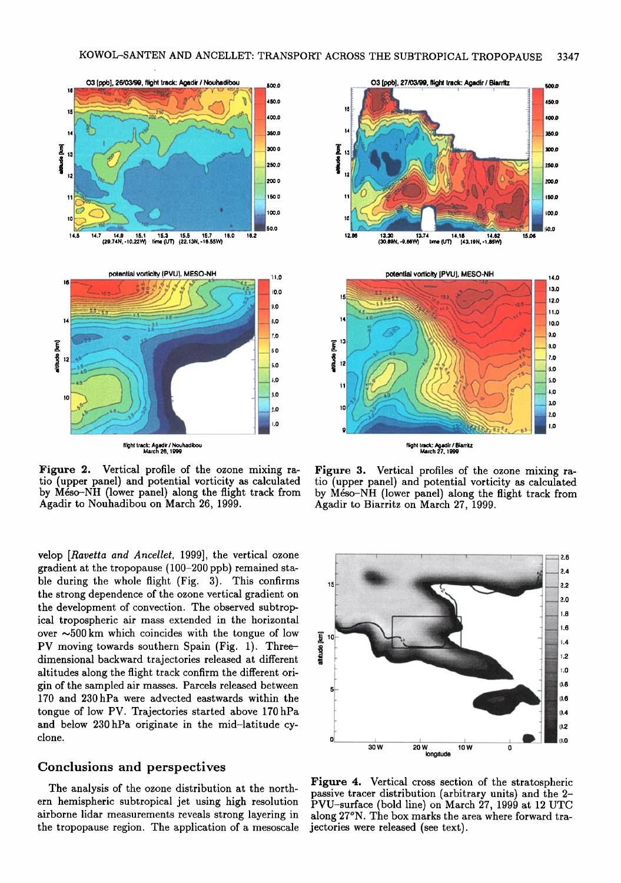**Figure 2.** Vertical profile of the ozone mixing ratio (upper panel) and potential vorticity as calculated by Méso-NH (lower panel) along the flight track from Agadir to Nouhadibou on March 26, 1999.

**Figure 3.** Vertical profiles of the ozone mixing ratio (upper panel) and potential vorticity as calculated by Méso-NH (lower panel) along the flight track from Agadir to Biarritz on March 27, 1999.

velop [*Ravetta and Ancellet*, 1999], the vertical ozone gradient at the tropopause (100–200 ppb) remained stable during the whole flight (Fig. 3). This confirms the strong dependence of the ozone vertical gradient on the development of convection. The observed subtropical tropospheric air mass extended in the horizontal over ~500 km which coincides with the tongue of low PV moving towards southern Spain (Fig. 1). Three-dimensional backward trajectories released at different altitudes along the flight track confirm the different origin of the sampled air masses. Parcels released between 170 and 230 hPa were advected eastwards within the tongue of low PV. Trajectories started above 170 hPa and below 230 hPa originate in the mid-latitude cyclone.

## Conclusions and perspectives

The analysis of the ozone distribution at the northern hemispheric subtropical jet using high resolution airborne lidar measurements reveals strong layering in the tropopause region. The application of a mesoscale

**Figure 4.** Vertical cross section of the stratospheric passive tracer distribution (arbitrary units) and the 2-PVU-surface (bold line) on March 27, 1999 at 12 UTC along 27°N. The box marks the area where forward trajectories were released (see text).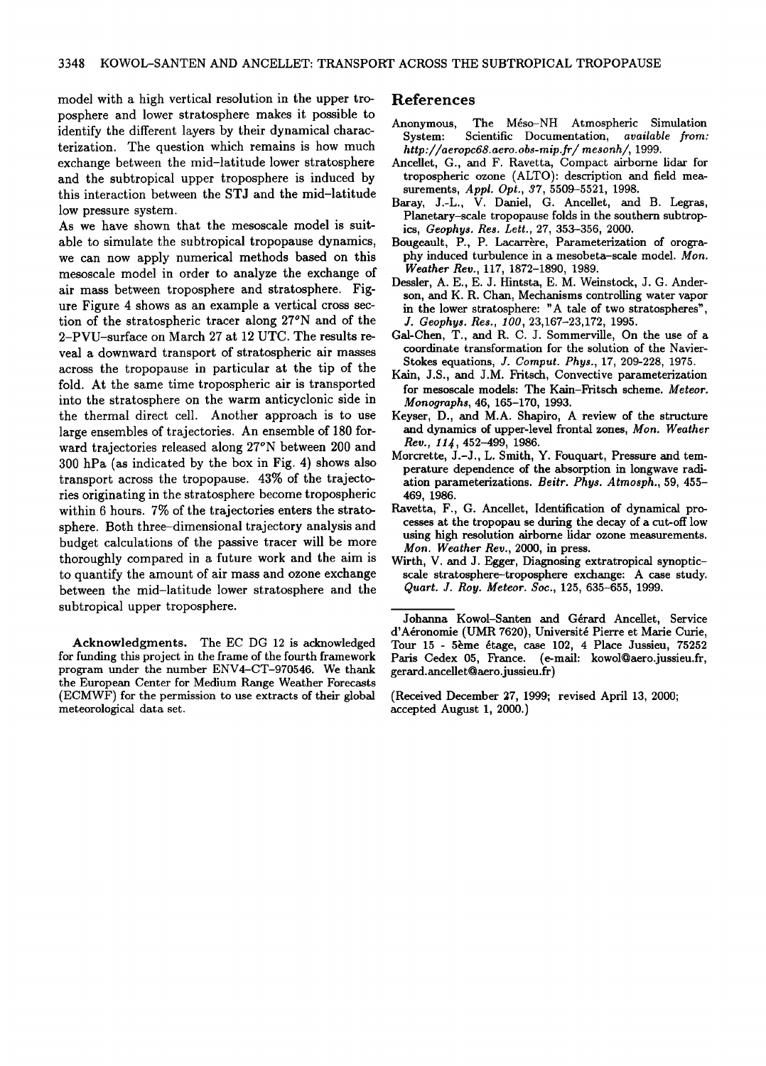model with a high vertical resolution in the upper troposphere and lower stratosphere makes it possible to identify the different layers by their dynamical characterization. The question which remains is how much exchange between the mid-latitude lower stratosphere and the subtropical upper troposphere is induced by this interaction between the STJ and the mid-latitude low pressure system.

As we have shown that the mesoscale model is suitable to simulate the subtropical tropopause dynamics, we can now apply numerical methods based on this mesoscale model in order to analyze the exchange of air mass between troposphere and stratosphere. Figure Figure 4 shows as an example a vertical cross section of the stratospheric tracer along 27°N and of the 2–PVU–surface on March 27 at 12 UTC. The results reveal a downward transport of stratospheric air masses across the tropopause in particular at the tip of the fold. At the same time tropospheric air is transported into the stratosphere on the warm anticyclonic side in the thermal direct cell. Another approach is to use large ensembles of trajectories. An ensemble of 180 forward trajectories released along 27°N between 200 and 300 hPa (as indicated by the box in Fig. 4) shows also transport across the tropopause. 43% of the trajectories originating in the stratosphere become tropospheric within 6 hours. 7% of the trajectories enters the stratosphere. Both three–dimensional trajectory analysis and budget calculations of the passive tracer will be more thoroughly compared in a future work and the aim is to quantify the amount of air mass and ozone exchange between the mid-latitude lower stratosphere and the subtropical upper troposphere.

**Acknowledgments.** The EC DG 12 is acknowledged for funding this project in the frame of the fourth framework program under the number ENV4–CT–970546. We thank the European Center for Medium Range Weather Forecasts (ECMWF) for the permission to use extracts of their global meteorological data set.

## References

Anonymous, The Méso–NH Atmospheric Simulation System: Scientific Documentation, *available from: http://aeropc68.aero.obs-mip.fr/ mesonh/*, 1999.

Ancellet, G., and F. Ravetta, Compact airborne lidar for tropospheric ozone (ALTO): description and field measurements, *Appl. Opt.*, *37*, 5509–5521, 1998.

Baray, J.-L., V. Daniel, G. Ancellet, and B. Legras, Planetary–scale tropopause folds in the southern subtropics, *Geophys. Res. Lett.*, 27, 353–356, 2000.

Bougeault, P., P. Lacarrère, Parameterization of orography induced turbulence in a mesobeta–scale model. *Mon. Weather Rev.*, 117, 1872–1890, 1989.

Dessler, A. E., E. J. Hintsta, E. M. Weinstock, J. G. Anderson, and K. R. Chan, Mechanisms controlling water vapor in the lower stratosphere: "A tale of two stratospheres", *J. Geophys. Res.*, *100*, 23,167–23,172, 1995.

Gal-Chen, T., and R. C. J. Sommerville, On the use of a coordinate transformation for the solution of the Navier-Stokes equations, *J. Comput. Phys.*, 17, 209-228, 1975.

Kain, J.S., and J.M. Fritsch, Convective parameterization for mesoscale models: The Kain–Fritsch scheme. *Meteor. Monographs*, 46, 165–170, 1993.

Keyser, D., and M.A. Shapiro, A review of the structure and dynamics of upper-level frontal zones, *Mon. Weather Rev.*, *114*, 452–499, 1986.

Morcrette, J.-J., L. Smith, Y. Fouquart, Pressure and temperature dependence of the absorption in longwave radiation parameterizations. *Beitr. Phys. Atmosph.*, 59, 455–469, 1986.

Ravetta, F., G. Ancellet, Identification of dynamical processes at the tropopau se during the decay of a cut-off low using high resolution airborne lidar ozone measurements. *Mon. Weather Rev.*, 2000, in press.

Wirth, V. and J. Egger, Diagnosing extratropical synoptic-scale stratosphere–troposphere exchange: A case study. *Quart. J. Roy. Meteor. Soc.*, 125, 635–655, 1999.

Johanna Kowol-Santen and Gérard Ancellet, Service d'Aéronomie (UMR 7620), Université Pierre et Marie Curie, Tour 15 - 5ème étage, case 102, 4 Place Jussieu, 75252 Paris Cedex 05, France. (e-mail: kowol@aero.jussieu.fr, gerard.ancellet@aero.jussieu.fr)

(Received December 27, 1999; revised April 13, 2000; accepted August 1, 2000.)